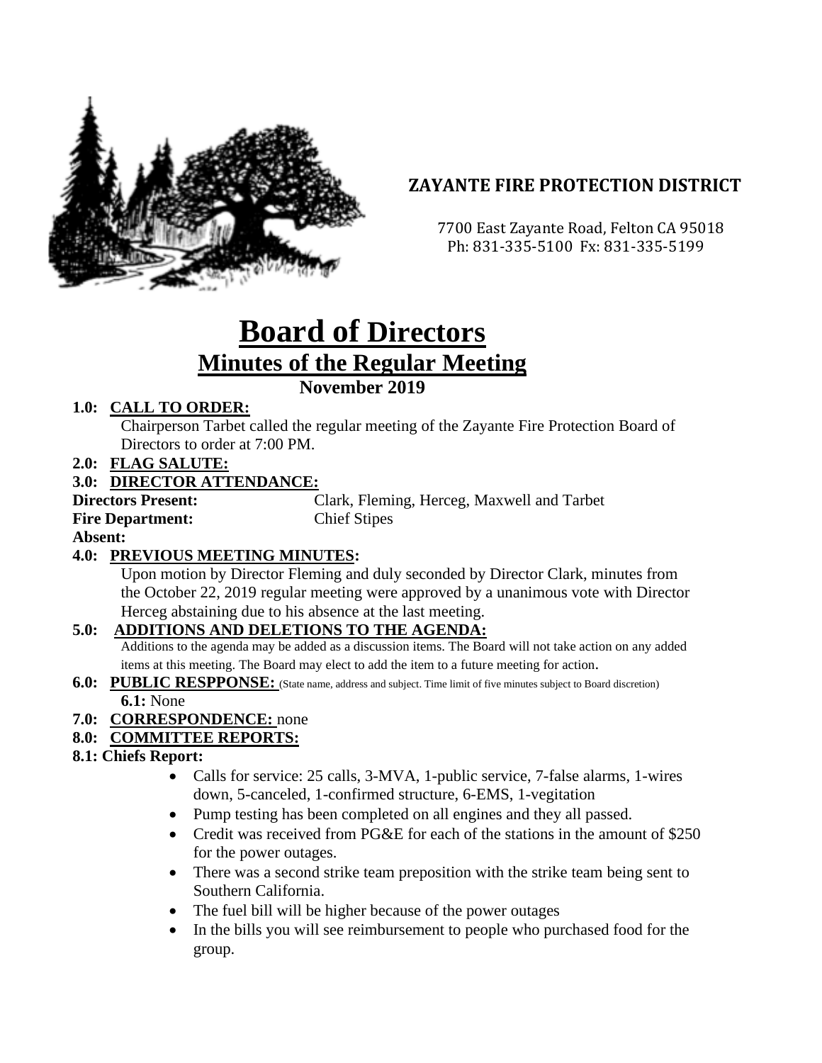**ZAYANTE FIRE PROTECTION DISTRICT**

7700 East Zayante Road, Felton CA 95018
Ph: 831-335-5100 Fx: 831-335-5199

# Board of Directors

## Minutes of the Regular Meeting

### November 2019

**1.0: CALL TO ORDER:**

Chairperson Tarbet called the regular meeting of the Zayante Fire Protection Board of Directors to order at 7:00 PM.

**2.0: FLAG SALUTE:**

**3.0: DIRECTOR ATTENDANCE:**

**Directors Present:** Clark, Fleming, Herceg, Maxwell and Tarbet

**Fire Department:** Chief Stipes

**Absent:**

**4.0: PREVIOUS MEETING MINUTES:**

Upon motion by Director Fleming and duly seconded by Director Clark, minutes from the October 22, 2019 regular meeting were approved by a unanimous vote with Director Herceg abstaining due to his absence at the last meeting.

**5.0: ADDITIONS AND DELETIONS TO THE AGENDA:**

Additions to the agenda may be added as a discussion items. The Board will not take action on any added items at this meeting. The Board may elect to add the item to a future meeting for action.

**6.0: PUBLIC RESPPONSE:** (State name, address and subject. Time limit of five minutes subject to Board discretion)

**6.1:** None

**7.0: CORRESPONDENCE:** none

**8.0: COMMITTEE REPORTS:**

**8.1: Chiefs Report:**

- Calls for service: 25 calls, 3-MVA, 1-public service, 7-false alarms, 1-wires down, 5-canceled, 1-confirmed structure, 6-EMS, 1-vegitation
- Pump testing has been completed on all engines and they all passed.
- Credit was received from PG&E for each of the stations in the amount of $250 for the power outages.
- There was a second strike team preposition with the strike team being sent to Southern California.
- The fuel bill will be higher because of the power outages
- In the bills you will see reimbursement to people who purchased food for the group.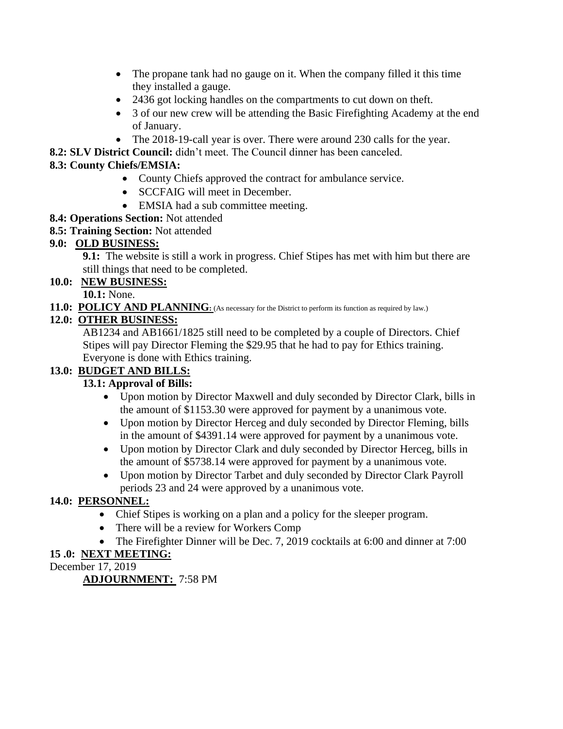- The propane tank had no gauge on it. When the company filled it this time they installed a gauge.
- 2436 got locking handles on the compartments to cut down on theft.
- 3 of our new crew will be attending the Basic Firefighting Academy at the end of January.
- The 2018-19-call year is over. There were around 230 calls for the year.

**8.2: SLV District Council:** didn't meet. The Council dinner has been canceled.

**8.3: County Chiefs/EMSIA:**

- County Chiefs approved the contract for ambulance service.
- SCCFAIG will meet in December.
- EMSIA had a sub committee meeting.

**8.4: Operations Section:** Not attended

**8.5: Training Section:** Not attended

**9.0: OLD BUSINESS:**

**9.1:** The website is still a work in progress. Chief Stipes has met with him but there are still things that need to be completed.

**10.0: NEW BUSINESS:**

**10.1:** None.

**11.0: POLICY AND PLANNING:** (As necessary for the District to perform its function as required by law.)

**12.0: OTHER BUSINESS:**

AB1234 and AB1661/1825 still need to be completed by a couple of Directors. Chief Stipes will pay Director Fleming the $29.95 that he had to pay for Ethics training. Everyone is done with Ethics training.

**13.0: BUDGET AND BILLS:**

**13.1: Approval of Bills:**

- Upon motion by Director Maxwell and duly seconded by Director Clark, bills in the amount of $1153.30 were approved for payment by a unanimous vote.
- Upon motion by Director Herceg and duly seconded by Director Fleming, bills in the amount of $4391.14 were approved for payment by a unanimous vote.
- Upon motion by Director Clark and duly seconded by Director Herceg, bills in the amount of $5738.14 were approved for payment by a unanimous vote.
- Upon motion by Director Tarbet and duly seconded by Director Clark Payroll periods 23 and 24 were approved by a unanimous vote.

**14.0: PERSONNEL:**

- Chief Stipes is working on a plan and a policy for the sleeper program.
- There will be a review for Workers Comp
- The Firefighter Dinner will be Dec. 7, 2019 cocktails at 6:00 and dinner at 7:00

**15 .0: NEXT MEETING:**

December 17, 2019

**ADJOURNMENT:** 7:58 PM